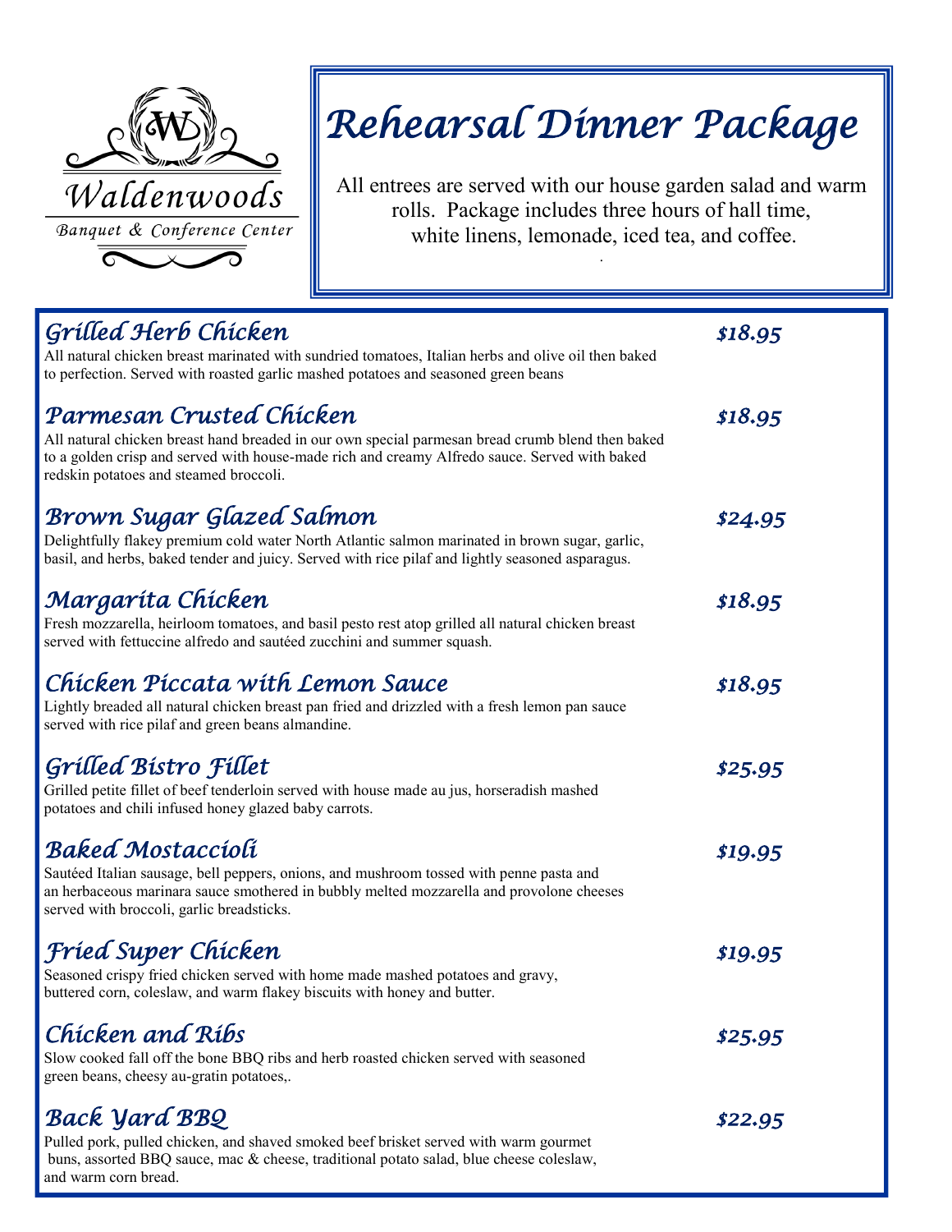Waldenwoods

Banquet & Conference Center

# Rehearsal Dinner Package

All entrees are served with our house garden salad and warm rolls. Package includes three hours of hall time, white linens, lemonade, iced tea, and coffee.

## Grilled Herb Chicken — $18.95

All natural chicken breast marinated with sundried tomatoes, Italian herbs and olive oil then baked to perfection. Served with roasted garlic mashed potatoes and seasoned green beans

## Parmesan Crusted Chicken — $18.95

All natural chicken breast hand breaded in our own special parmesan bread crumb blend then baked to a golden crisp and served with house-made rich and creamy Alfredo sauce. Served with baked redskin potatoes and steamed broccoli.

## Brown Sugar Glazed Salmon — $24.95

Delightfully flakey premium cold water North Atlantic salmon marinated in brown sugar, garlic, basil, and herbs, baked tender and juicy. Served with rice pilaf and lightly seasoned asparagus.

## Margarita Chicken — $18.95

Fresh mozzarella, heirloom tomatoes, and basil pesto rest atop grilled all natural chicken breast served with fettuccine alfredo and sautéed zucchini and summer squash.

## Chicken Piccata with Lemon Sauce — $18.95

Lightly breaded all natural chicken breast pan fried and drizzled with a fresh lemon pan sauce served with rice pilaf and green beans almandine.

## Grilled Bistro Fillet — $25.95

Grilled petite fillet of beef tenderloin served with house made au jus, horseradish mashed potatoes and chili infused honey glazed baby carrots.

## Baked Mostaccioli — $19.95

Sautéed Italian sausage, bell peppers, onions, and mushroom tossed with penne pasta and an herbaceous marinara sauce smothered in bubbly melted mozzarella and provolone cheeses served with broccoli, garlic breadsticks.

## Fried Super Chicken — $19.95

Seasoned crispy fried chicken served with home made mashed potatoes and gravy, buttered corn, coleslaw, and warm flakey biscuits with honey and butter.

## Chicken and Ribs — $25.95

Slow cooked fall off the bone BBQ ribs and herb roasted chicken served with seasoned green beans, cheesy au-gratin potatoes,.

## Back Yard BBQ — $22.95

Pulled pork, pulled chicken, and shaved smoked beef brisket served with warm gourmet buns, assorted BBQ sauce, mac & cheese, traditional potato salad, blue cheese coleslaw, and warm corn bread.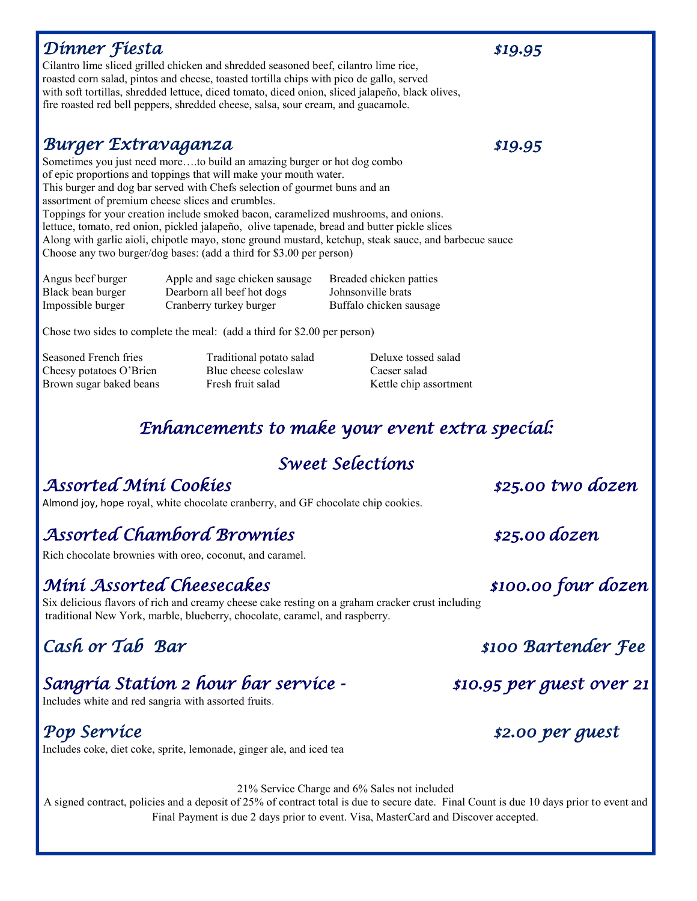## Dinner Fiesta $19.95

Cilantro lime sliced grilled chicken and shredded seasoned beef, cilantro lime rice, roasted corn salad, pintos and cheese, toasted tortilla chips with pico de gallo, served with soft tortillas, shredded lettuce, diced tomato, diced onion, sliced jalapeño, black olives, fire roasted red bell peppers, shredded cheese, salsa, sour cream, and guacamole.

## Burger Extravaganza $19.95

Sometimes you just need more….to build an amazing burger or hot dog combo of epic proportions and toppings that will make your mouth water.
This burger and dog bar served with Chefs selection of gourmet buns and an assortment of premium cheese slices and crumbles.
Toppings for your creation include smoked bacon, caramelized mushrooms, and onions. lettuce, tomato, red onion, pickled jalapeño, olive tapenade, bread and butter pickle slices
Along with garlic aioli, chipotle mayo, stone ground mustard, ketchup, steak sauce, and barbecue sauce
Choose any two burger/dog bases: (add a third for $3.00 per person)

| | | |
|---|---|---|
| Angus beef burger | Apple and sage chicken sausage | Breaded chicken patties |
| Black bean burger | Dearborn all beef hot dogs | Johnsonville brats |
| Impossible burger | Cranberry turkey burger | Buffalo chicken sausage |

Chose two sides to complete the meal: (add a third for $2.00 per person)

| | | |
|---|---|---|
| Seasoned French fries | Traditional potato salad | Deluxe tossed salad |
| Cheesy potatoes O'Brien | Blue cheese coleslaw | Caeser salad |
| Brown sugar baked beans | Fresh fruit salad | Kettle chip assortment |

## Enhancements to make your event extra special:

### Sweet Selections

## Assorted Mini Cookies $25.00 two dozen

Almond joy, hope royal, white chocolate cranberry, and GF chocolate chip cookies.

## Assorted Chambord Brownies $25.00 dozen

Rich chocolate brownies with oreo, coconut, and caramel.

## Mini Assorted Cheesecakes $100.00 four dozen

Six delicious flavors of rich and creamy cheese cake resting on a graham cracker crust including traditional New York, marble, blueberry, chocolate, caramel, and raspberry.

## Cash or Tab Bar $100 Bartender Fee

## Sangria Station 2 hour bar service - $10.95 per guest over 21

Includes white and red sangria with assorted fruits.

## Pop Service $2.00 per guest

Includes coke, diet coke, sprite, lemonade, ginger ale, and iced tea

21% Service Charge and 6% Sales not included
A signed contract, policies and a deposit of 25% of contract total is due to secure date. Final Count is due 10 days prior to event and Final Payment is due 2 days prior to event. Visa, MasterCard and Discover accepted.